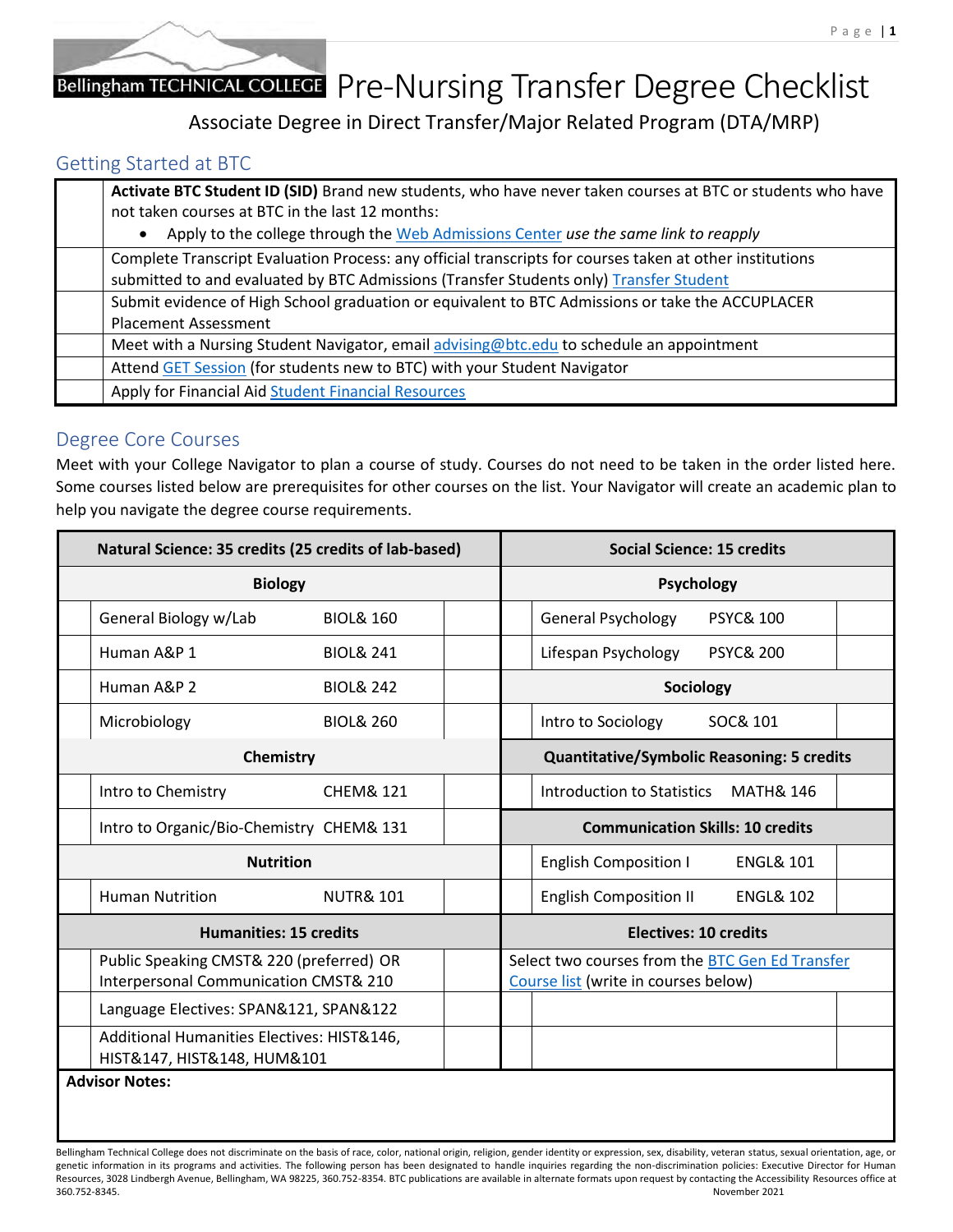Bellingham TECHNICAL COLLEGE

# Pre-Nursing Transfer Degree Checklist

Associate Degree in Direct Transfer/Major Related Program (DTA/MRP)

## Getting Started at BTC

| | |
|---|---|
| | **Activate BTC Student ID (SID)** Brand new students, who have never taken courses at BTC or students who have not taken courses at BTC in the last 12 months:<br>• Apply to the college through the Web Admissions Center *use the same link to reapply* |
| | Complete Transcript Evaluation Process: any official transcripts for courses taken at other institutions submitted to and evaluated by BTC Admissions (Transfer Students only) Transfer Student |
| | Submit evidence of High School graduation or equivalent to BTC Admissions or take the ACCUPLACER Placement Assessment |
| | Meet with a Nursing Student Navigator, email advising@btc.edu to schedule an appointment |
| | Attend GET Session (for students new to BTC) with your Student Navigator |
| | Apply for Financial Aid Student Financial Resources |

## Degree Core Courses

Meet with your College Navigator to plan a course of study. Courses do not need to be taken in the order listed here. Some courses listed below are prerequisites for other courses on the list. Your Navigator will create an academic plan to help you navigate the degree course requirements.

| | **Natural Science: 35 credits (25 credits of lab-based)** | | | | **Social Science: 15 credits** | | |
|---|---|---|---|---|---|---|---|
| | **Biology** | | | | **Psychology** | | |
| | General Biology w/Lab | BIOL& 160 | | | General Psychology | PSYC& 100 | |
| | Human A&P 1 | BIOL& 241 | | | Lifespan Psychology | PSYC& 200 | |
| | Human A&P 2 | BIOL& 242 | | | **Sociology** | | |
| | Microbiology | BIOL& 260 | | | Intro to Sociology | SOC& 101 | |
| | **Chemistry** | | | | **Quantitative/Symbolic Reasoning: 5 credits** | | |
| | Intro to Chemistry | CHEM& 121 | | | Introduction to Statistics | MATH& 146 | |
| | Intro to Organic/Bio-Chemistry | CHEM& 131 | | | **Communication Skills: 10 credits** | | |
| | **Nutrition** | | | | English Composition I | ENGL& 101 | |
| | Human Nutrition | NUTR& 101 | | | English Composition II | ENGL& 102 | |
| | **Humanities: 15 credits** | | | | **Electives: 10 credits** | | |
| | Public Speaking CMST& 220 (preferred) OR Interpersonal Communication CMST& 210 | | | | Select two courses from the BTC Gen Ed Transfer Course list (write in courses below) | | |
| | Language Electives: SPAN&121, SPAN&122 | | | | | | |
| | Additional Humanities Electives: HIST&146, HIST&147, HIST&148, HUM&101 | | | | | | |

**Advisor Notes:**

Bellingham Technical College does not discriminate on the basis of race, color, national origin, religion, gender identity or expression, sex, disability, veteran status, sexual orientation, age, or genetic information in its programs and activities. The following person has been designated to handle inquiries regarding the non-discrimination policies: Executive Director for Human Resources, 3028 Lindbergh Avenue, Bellingham, WA 98225, 360.752-8354. BTC publications are available in alternate formats upon request by contacting the Accessibility Resources office at 360.752-8345. November 2021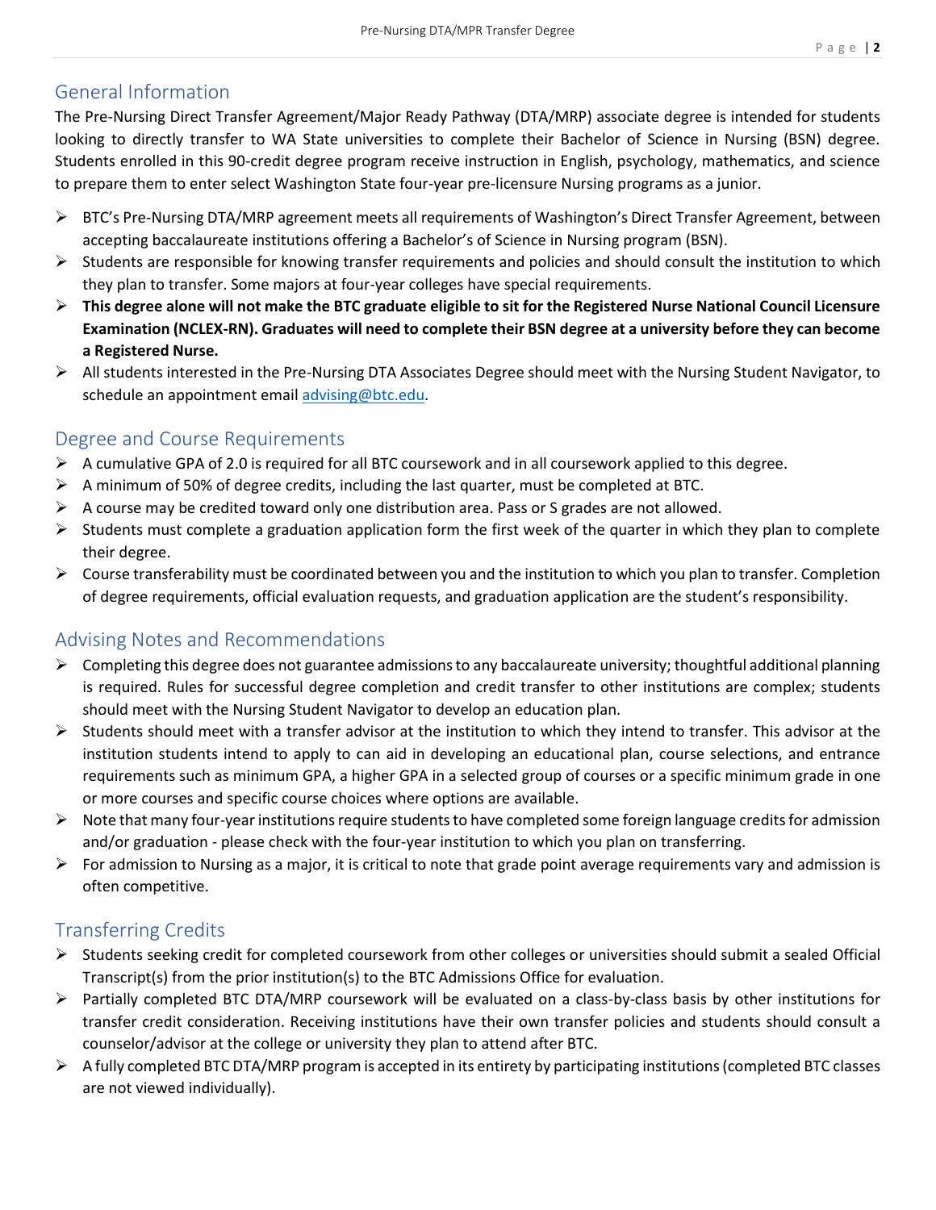## General Information

The Pre-Nursing Direct Transfer Agreement/Major Ready Pathway (DTA/MRP) associate degree is intended for students looking to directly transfer to WA State universities to complete their Bachelor of Science in Nursing (BSN) degree. Students enrolled in this 90-credit degree program receive instruction in English, psychology, mathematics, and science to prepare them to enter select Washington State four-year pre-licensure Nursing programs as a junior.

- BTC's Pre-Nursing DTA/MRP agreement meets all requirements of Washington's Direct Transfer Agreement, between accepting baccalaureate institutions offering a Bachelor's of Science in Nursing program (BSN).
- Students are responsible for knowing transfer requirements and policies and should consult the institution to which they plan to transfer. Some majors at four-year colleges have special requirements.
- **This degree alone will not make the BTC graduate eligible to sit for the Registered Nurse National Council Licensure Examination (NCLEX-RN). Graduates will need to complete their BSN degree at a university before they can become a Registered Nurse.**
- All students interested in the Pre-Nursing DTA Associates Degree should meet with the Nursing Student Navigator, to schedule an appointment email advising@btc.edu.

## Degree and Course Requirements

- A cumulative GPA of 2.0 is required for all BTC coursework and in all coursework applied to this degree.
- A minimum of 50% of degree credits, including the last quarter, must be completed at BTC.
- A course may be credited toward only one distribution area. Pass or S grades are not allowed.
- Students must complete a graduation application form the first week of the quarter in which they plan to complete their degree.
- Course transferability must be coordinated between you and the institution to which you plan to transfer. Completion of degree requirements, official evaluation requests, and graduation application are the student's responsibility.

## Advising Notes and Recommendations

- Completing this degree does not guarantee admissions to any baccalaureate university; thoughtful additional planning is required. Rules for successful degree completion and credit transfer to other institutions are complex; students should meet with the Nursing Student Navigator to develop an education plan.
- Students should meet with a transfer advisor at the institution to which they intend to transfer. This advisor at the institution students intend to apply to can aid in developing an educational plan, course selections, and entrance requirements such as minimum GPA, a higher GPA in a selected group of courses or a specific minimum grade in one or more courses and specific course choices where options are available.
- Note that many four-year institutions require students to have completed some foreign language credits for admission and/or graduation - please check with the four-year institution to which you plan on transferring.
- For admission to Nursing as a major, it is critical to note that grade point average requirements vary and admission is often competitive.

## Transferring Credits

- Students seeking credit for completed coursework from other colleges or universities should submit a sealed Official Transcript(s) from the prior institution(s) to the BTC Admissions Office for evaluation.
- Partially completed BTC DTA/MRP coursework will be evaluated on a class-by-class basis by other institutions for transfer credit consideration. Receiving institutions have their own transfer policies and students should consult a counselor/advisor at the college or university they plan to attend after BTC.
- A fully completed BTC DTA/MRP program is accepted in its entirety by participating institutions (completed BTC classes are not viewed individually).